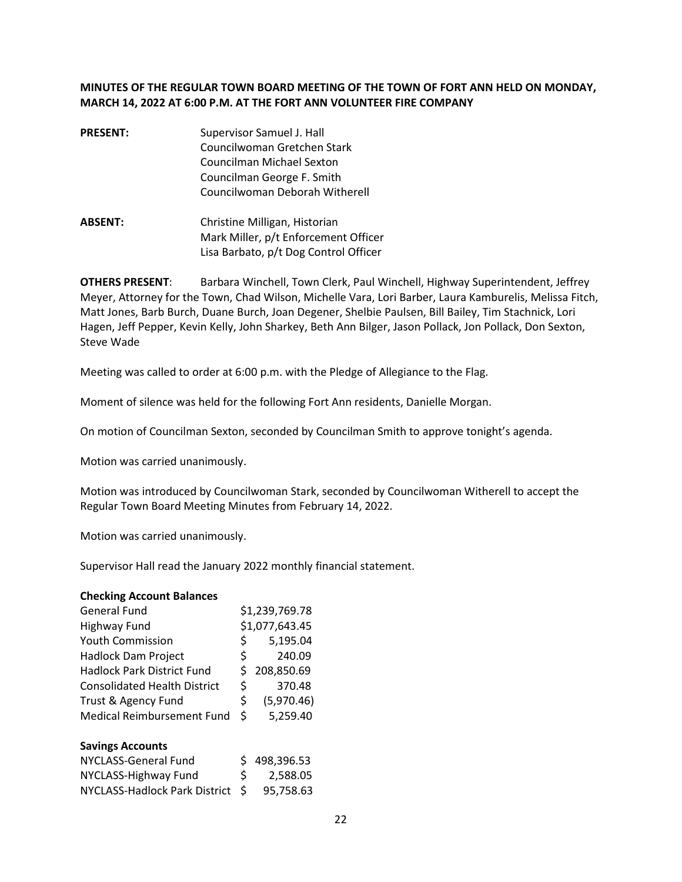**MINUTES OF THE REGULAR TOWN BOARD MEETING OF THE TOWN OF FORT ANN HELD ON MONDAY, MARCH 14, 2022 AT 6:00 P.M. AT THE FORT ANN VOLUNTEER FIRE COMPANY**

**PRESENT:** Supervisor Samuel J. Hall
Councilwoman Gretchen Stark
Councilman Michael Sexton
Councilman George F. Smith
Councilwoman Deborah Witherell

**ABSENT:** Christine Milligan, Historian
Mark Miller, p/t Enforcement Officer
Lisa Barbato, p/t Dog Control Officer

**OTHERS PRESENT**: Barbara Winchell, Town Clerk, Paul Winchell, Highway Superintendent, Jeffrey Meyer, Attorney for the Town, Chad Wilson, Michelle Vara, Lori Barber, Laura Kamburelis, Melissa Fitch, Matt Jones, Barb Burch, Duane Burch, Joan Degener, Shelbie Paulsen, Bill Bailey, Tim Stachnick, Lori Hagen, Jeff Pepper, Kevin Kelly, John Sharkey, Beth Ann Bilger, Jason Pollack, Jon Pollack, Don Sexton, Steve Wade

Meeting was called to order at 6:00 p.m. with the Pledge of Allegiance to the Flag.

Moment of silence was held for the following Fort Ann residents, Danielle Morgan.

On motion of Councilman Sexton, seconded by Councilman Smith to approve tonight's agenda.

Motion was carried unanimously.

Motion was introduced by Councilwoman Stark, seconded by Councilwoman Witherell to accept the Regular Town Board Meeting Minutes from February 14, 2022.

Motion was carried unanimously.

Supervisor Hall read the January 2022 monthly financial statement.

**Checking Account Balances**

| | |
|---|---|
| General Fund | $1,239,769.78 |
| Highway Fund | $1,077,643.45 |
| Youth Commission | $ 5,195.04 |
| Hadlock Dam Project | $ 240.09 |
| Hadlock Park District Fund | $ 208,850.69 |
| Consolidated Health District | $ 370.48 |
| Trust & Agency Fund | $ (5,970.46) |
| Medical Reimbursement Fund | $ 5,259.40 |

**Savings Accounts**

| | |
|---|---|
| NYCLASS-General Fund | $ 498,396.53 |
| NYCLASS-Highway Fund | $ 2,588.05 |
| NYCLASS-Hadlock Park District | $ 95,758.63 |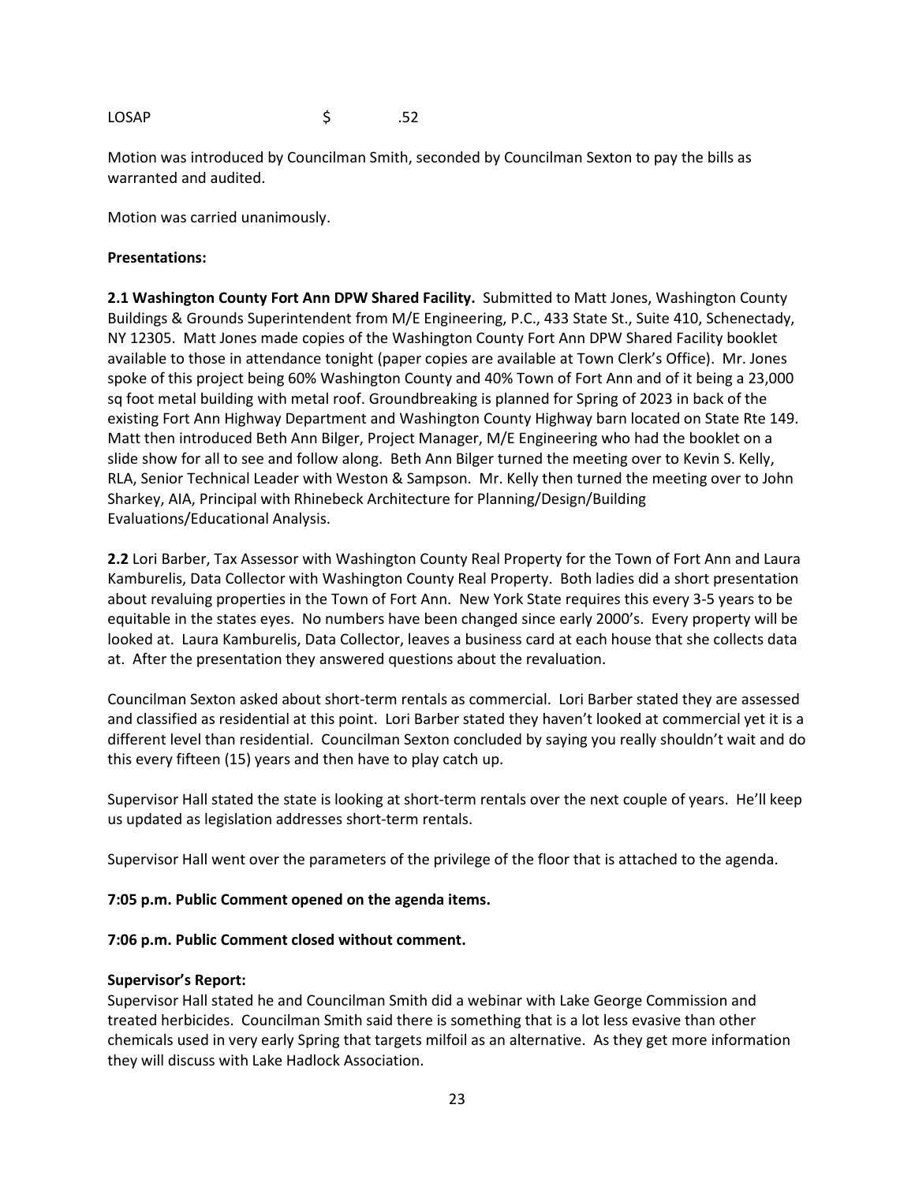| LOSAP | $ | .52 |
|---|---|---|

Motion was introduced by Councilman Smith, seconded by Councilman Sexton to pay the bills as warranted and audited.

Motion was carried unanimously.

**Presentations:**

**2.1 Washington County Fort Ann DPW Shared Facility.** Submitted to Matt Jones, Washington County Buildings & Grounds Superintendent from M/E Engineering, P.C., 433 State St., Suite 410, Schenectady, NY 12305. Matt Jones made copies of the Washington County Fort Ann DPW Shared Facility booklet available to those in attendance tonight (paper copies are available at Town Clerk's Office). Mr. Jones spoke of this project being 60% Washington County and 40% Town of Fort Ann and of it being a 23,000 sq foot metal building with metal roof. Groundbreaking is planned for Spring of 2023 in back of the existing Fort Ann Highway Department and Washington County Highway barn located on State Rte 149. Matt then introduced Beth Ann Bilger, Project Manager, M/E Engineering who had the booklet on a slide show for all to see and follow along. Beth Ann Bilger turned the meeting over to Kevin S. Kelly, RLA, Senior Technical Leader with Weston & Sampson. Mr. Kelly then turned the meeting over to John Sharkey, AIA, Principal with Rhinebeck Architecture for Planning/Design/Building Evaluations/Educational Analysis.

**2.2** Lori Barber, Tax Assessor with Washington County Real Property for the Town of Fort Ann and Laura Kamburelis, Data Collector with Washington County Real Property. Both ladies did a short presentation about revaluing properties in the Town of Fort Ann. New York State requires this every 3-5 years to be equitable in the states eyes. No numbers have been changed since early 2000's. Every property will be looked at. Laura Kamburelis, Data Collector, leaves a business card at each house that she collects data at. After the presentation they answered questions about the revaluation.

Councilman Sexton asked about short-term rentals as commercial. Lori Barber stated they are assessed and classified as residential at this point. Lori Barber stated they haven't looked at commercial yet it is a different level than residential. Councilman Sexton concluded by saying you really shouldn't wait and do this every fifteen (15) years and then have to play catch up.

Supervisor Hall stated the state is looking at short-term rentals over the next couple of years. He'll keep us updated as legislation addresses short-term rentals.

Supervisor Hall went over the parameters of the privilege of the floor that is attached to the agenda.

**7:05 p.m. Public Comment opened on the agenda items.**

**7:06 p.m. Public Comment closed without comment.**

**Supervisor's Report:**

Supervisor Hall stated he and Councilman Smith did a webinar with Lake George Commission and treated herbicides. Councilman Smith said there is something that is a lot less evasive than other chemicals used in very early Spring that targets milfoil as an alternative. As they get more information they will discuss with Lake Hadlock Association.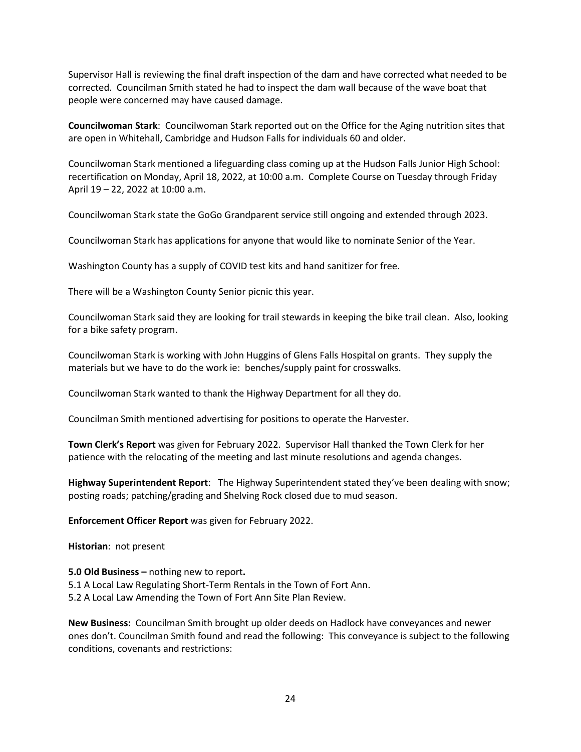Supervisor Hall is reviewing the final draft inspection of the dam and have corrected what needed to be corrected. Councilman Smith stated he had to inspect the dam wall because of the wave boat that people were concerned may have caused damage.

**Councilwoman Stark**: Councilwoman Stark reported out on the Office for the Aging nutrition sites that are open in Whitehall, Cambridge and Hudson Falls for individuals 60 and older.

Councilwoman Stark mentioned a lifeguarding class coming up at the Hudson Falls Junior High School: recertification on Monday, April 18, 2022, at 10:00 a.m. Complete Course on Tuesday through Friday April 19 – 22, 2022 at 10:00 a.m.

Councilwoman Stark state the GoGo Grandparent service still ongoing and extended through 2023.

Councilwoman Stark has applications for anyone that would like to nominate Senior of the Year.

Washington County has a supply of COVID test kits and hand sanitizer for free.

There will be a Washington County Senior picnic this year.

Councilwoman Stark said they are looking for trail stewards in keeping the bike trail clean. Also, looking for a bike safety program.

Councilwoman Stark is working with John Huggins of Glens Falls Hospital on grants. They supply the materials but we have to do the work ie: benches/supply paint for crosswalks.

Councilwoman Stark wanted to thank the Highway Department for all they do.

Councilman Smith mentioned advertising for positions to operate the Harvester.

**Town Clerk's Report** was given for February 2022. Supervisor Hall thanked the Town Clerk for her patience with the relocating of the meeting and last minute resolutions and agenda changes.

**Highway Superintendent Report**: The Highway Superintendent stated they've been dealing with snow; posting roads; patching/grading and Shelving Rock closed due to mud season.

**Enforcement Officer Report** was given for February 2022.

**Historian**: not present

**5.0 Old Business –** nothing new to report**.**

5.1 A Local Law Regulating Short-Term Rentals in the Town of Fort Ann.

5.2 A Local Law Amending the Town of Fort Ann Site Plan Review.

**New Business:** Councilman Smith brought up older deeds on Hadlock have conveyances and newer ones don't. Councilman Smith found and read the following: This conveyance is subject to the following conditions, covenants and restrictions: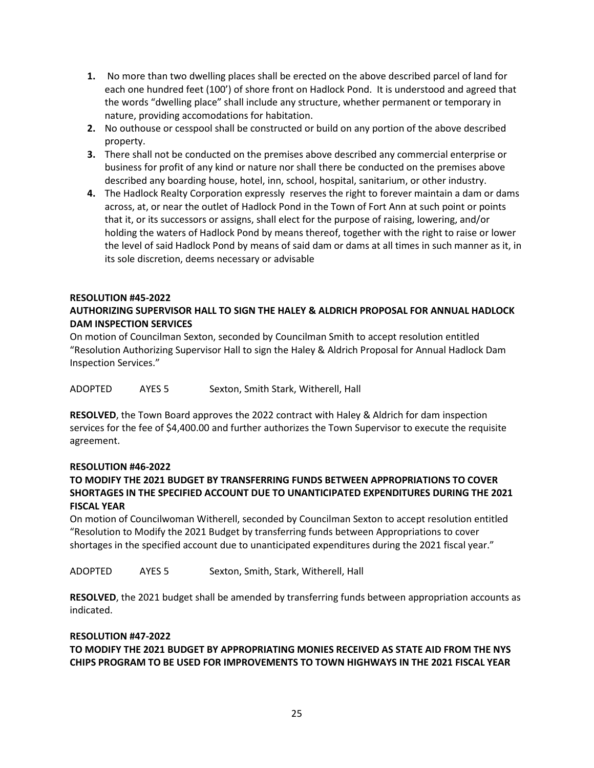1. No more than two dwelling places shall be erected on the above described parcel of land for each one hundred feet (100') of shore front on Hadlock Pond. It is understood and agreed that the words "dwelling place" shall include any structure, whether permanent or temporary in nature, providing accomodations for habitation.
2. No outhouse or cesspool shall be constructed or build on any portion of the above described property.
3. There shall not be conducted on the premises above described any commercial enterprise or business for profit of any kind or nature nor shall there be conducted on the premises above described any boarding house, hotel, inn, school, hospital, sanitarium, or other industry.
4. The Hadlock Realty Corporation expressly reserves the right to forever maintain a dam or dams across, at, or near the outlet of Hadlock Pond in the Town of Fort Ann at such point or points that it, or its successors or assigns, shall elect for the purpose of raising, lowering, and/or holding the waters of Hadlock Pond by means thereof, together with the right to raise or lower the level of said Hadlock Pond by means of said dam or dams at all times in such manner as it, in its sole discretion, deems necessary or advisable

**RESOLUTION #45-2022**

**AUTHORIZING SUPERVISOR HALL TO SIGN THE HALEY & ALDRICH PROPOSAL FOR ANNUAL HADLOCK DAM INSPECTION SERVICES**

On motion of Councilman Sexton, seconded by Councilman Smith to accept resolution entitled "Resolution Authorizing Supervisor Hall to sign the Haley & Aldrich Proposal for Annual Hadlock Dam Inspection Services."

ADOPTED AYES 5 Sexton, Smith Stark, Witherell, Hall

**RESOLVED**, the Town Board approves the 2022 contract with Haley & Aldrich for dam inspection services for the fee of $4,400.00 and further authorizes the Town Supervisor to execute the requisite agreement.

**RESOLUTION #46-2022**

**TO MODIFY THE 2021 BUDGET BY TRANSFERRING FUNDS BETWEEN APPROPRIATIONS TO COVER SHORTAGES IN THE SPECIFIED ACCOUNT DUE TO UNANTICIPATED EXPENDITURES DURING THE 2021 FISCAL YEAR**

On motion of Councilwoman Witherell, seconded by Councilman Sexton to accept resolution entitled "Resolution to Modify the 2021 Budget by transferring funds between Appropriations to cover shortages in the specified account due to unanticipated expenditures during the 2021 fiscal year."

ADOPTED AYES 5 Sexton, Smith, Stark, Witherell, Hall

**RESOLVED**, the 2021 budget shall be amended by transferring funds between appropriation accounts as indicated.

**RESOLUTION #47-2022**

**TO MODIFY THE 2021 BUDGET BY APPROPRIATING MONIES RECEIVED AS STATE AID FROM THE NYS CHIPS PROGRAM TO BE USED FOR IMPROVEMENTS TO TOWN HIGHWAYS IN THE 2021 FISCAL YEAR**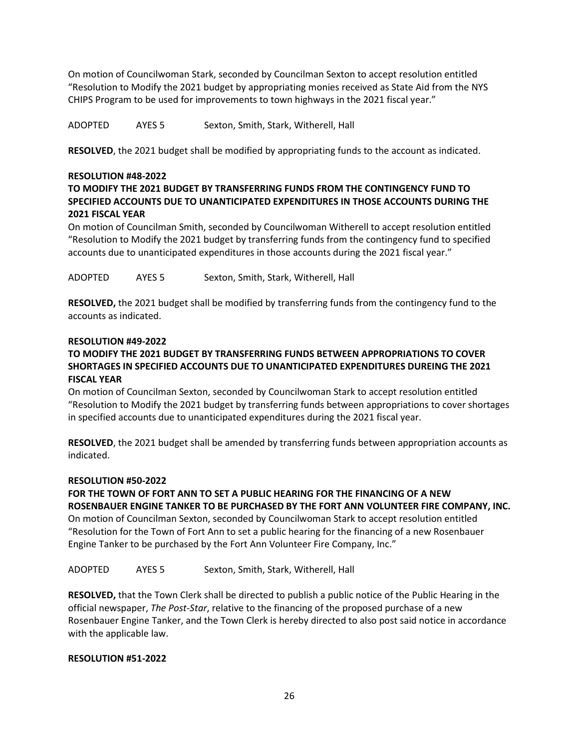On motion of Councilwoman Stark, seconded by Councilman Sexton to accept resolution entitled "Resolution to Modify the 2021 budget by appropriating monies received as State Aid from the NYS CHIPS Program to be used for improvements to town highways in the 2021 fiscal year."

ADOPTED AYES 5 Sexton, Smith, Stark, Witherell, Hall

**RESOLVED**, the 2021 budget shall be modified by appropriating funds to the account as indicated.

**RESOLUTION #48-2022**
**TO MODIFY THE 2021 BUDGET BY TRANSFERRING FUNDS FROM THE CONTINGENCY FUND TO SPECIFIED ACCOUNTS DUE TO UNANTICIPATED EXPENDITURES IN THOSE ACCOUNTS DURING THE 2021 FISCAL YEAR**

On motion of Councilman Smith, seconded by Councilwoman Witherell to accept resolution entitled "Resolution to Modify the 2021 budget by transferring funds from the contingency fund to specified accounts due to unanticipated expenditures in those accounts during the 2021 fiscal year."

ADOPTED AYES 5 Sexton, Smith, Stark, Witherell, Hall

**RESOLVED,** the 2021 budget shall be modified by transferring funds from the contingency fund to the accounts as indicated.

**RESOLUTION #49-2022**
**TO MODIFY THE 2021 BUDGET BY TRANSFERRING FUNDS BETWEEN APPROPRIATIONS TO COVER SHORTAGES IN SPECIFIED ACCOUNTS DUE TO UNANTICIPATED EXPENDITURES DUREING THE 2021 FISCAL YEAR**

On motion of Councilman Sexton, seconded by Councilwoman Stark to accept resolution entitled "Resolution to Modify the 2021 budget by transferring funds between appropriations to cover shortages in specified accounts due to unanticipated expenditures during the 2021 fiscal year.

**RESOLVED**, the 2021 budget shall be amended by transferring funds between appropriation accounts as indicated.

**RESOLUTION #50-2022**
**FOR THE TOWN OF FORT ANN TO SET A PUBLIC HEARING FOR THE FINANCING OF A NEW ROSENBAUER ENGINE TANKER TO BE PURCHASED BY THE FORT ANN VOLUNTEER FIRE COMPANY, INC.**

On motion of Councilman Sexton, seconded by Councilwoman Stark to accept resolution entitled "Resolution for the Town of Fort Ann to set a public hearing for the financing of a new Rosenbauer Engine Tanker to be purchased by the Fort Ann Volunteer Fire Company, Inc."

ADOPTED AYES 5 Sexton, Smith, Stark, Witherell, Hall

**RESOLVED,** that the Town Clerk shall be directed to publish a public notice of the Public Hearing in the official newspaper, *The Post-Star*, relative to the financing of the proposed purchase of a new Rosenbauer Engine Tanker, and the Town Clerk is hereby directed to also post said notice in accordance with the applicable law.

**RESOLUTION #51-2022**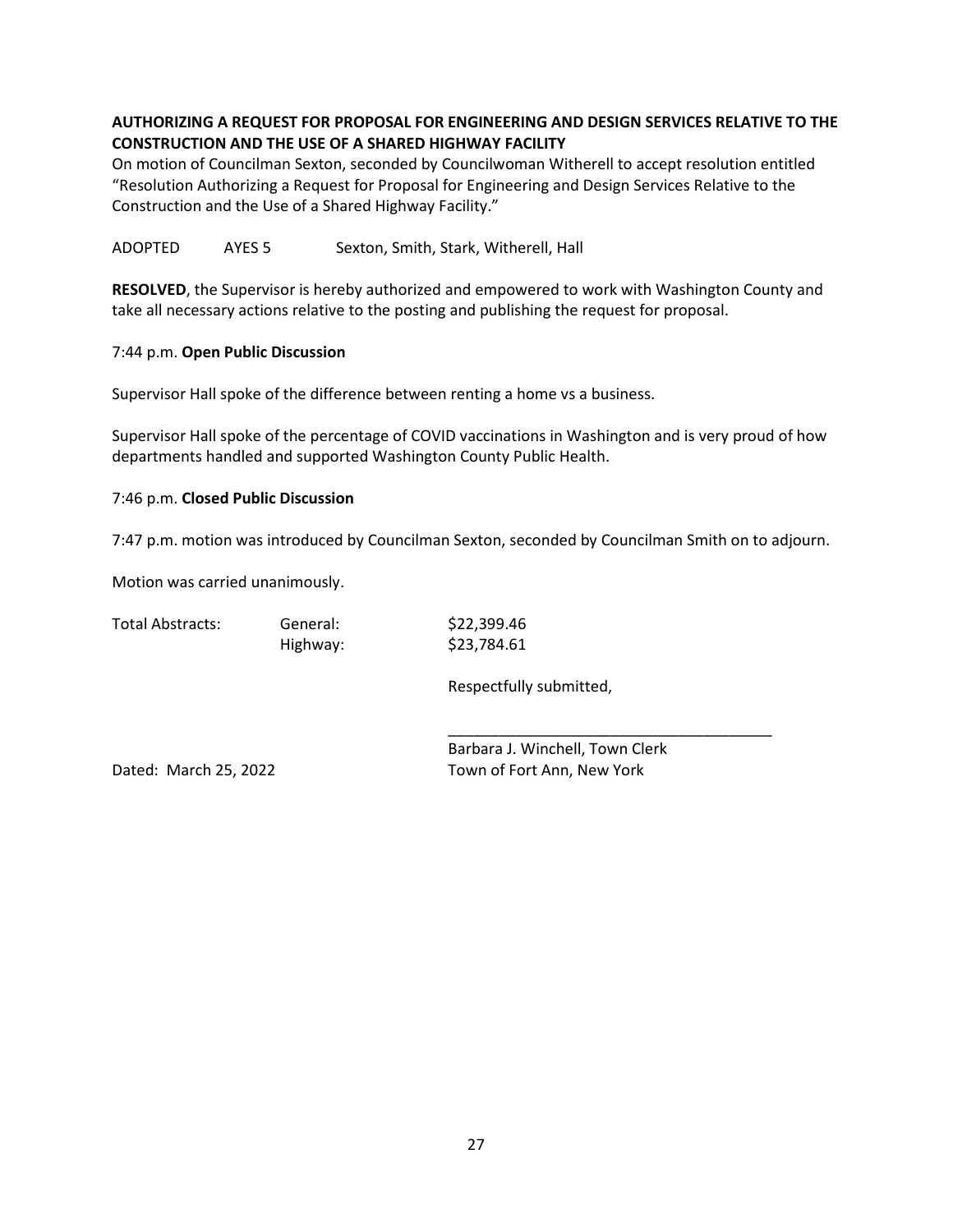**AUTHORIZING A REQUEST FOR PROPOSAL FOR ENGINEERING AND DESIGN SERVICES RELATIVE TO THE CONSTRUCTION AND THE USE OF A SHARED HIGHWAY FACILITY**

On motion of Councilman Sexton, seconded by Councilwoman Witherell to accept resolution entitled "Resolution Authorizing a Request for Proposal for Engineering and Design Services Relative to the Construction and the Use of a Shared Highway Facility."

ADOPTED AYES 5 Sexton, Smith, Stark, Witherell, Hall

**RESOLVED**, the Supervisor is hereby authorized and empowered to work with Washington County and take all necessary actions relative to the posting and publishing the request for proposal.

7:44 p.m. **Open Public Discussion**

Supervisor Hall spoke of the difference between renting a home vs a business.

Supervisor Hall spoke of the percentage of COVID vaccinations in Washington and is very proud of how departments handled and supported Washington County Public Health.

7:46 p.m. **Closed Public Discussion**

7:47 p.m. motion was introduced by Councilman Sexton, seconded by Councilman Smith on to adjourn.

Motion was carried unanimously.

| | | |
|---|---|---|
| Total Abstracts: | General: | $22,399.46 |
| | Highway: | $23,784.61 |

Respectfully submitted,

_______________________________________

Barbara J. Winchell, Town Clerk
Town of Fort Ann, New York

Dated: March 25, 2022